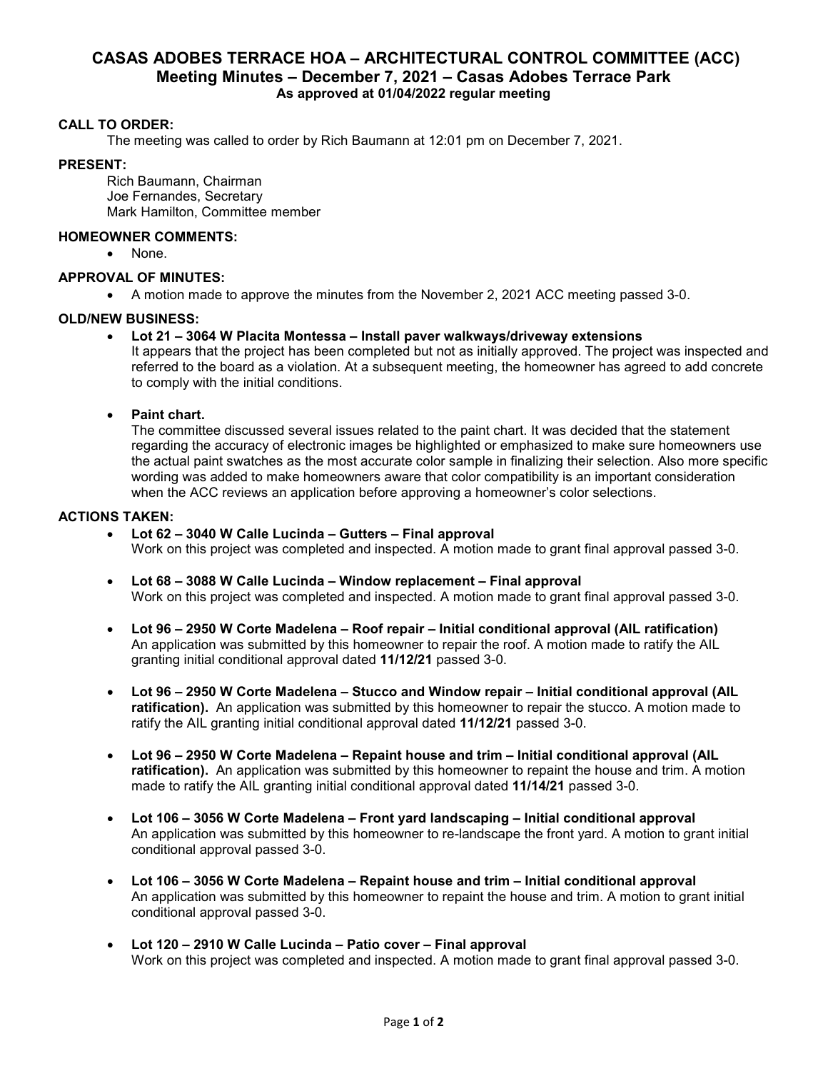# CASAS ADOBES TERRACE HOA – ARCHITECTURAL CONTROL COMMITTEE (ACC)

## Meeting Minutes – December 7, 2021 – Casas Adobes Terrace Park

### As approved at 01/04/2022 regular meeting

**CALL TO ORDER:**

The meeting was called to order by Rich Baumann at 12:01 pm on December 7, 2021.

**PRESENT:**

Rich Baumann, Chairman
Joe Fernandes, Secretary
Mark Hamilton, Committee member

**HOMEOWNER COMMENTS:**

- None.

**APPROVAL OF MINUTES:**

- A motion made to approve the minutes from the November 2, 2021 ACC meeting passed 3-0.

**OLD/NEW BUSINESS:**

- **Lot 21 – 3064 W Placita Montessa – Install paver walkways/driveway extensions**
  It appears that the project has been completed but not as initially approved. The project was inspected and referred to the board as a violation. At a subsequent meeting, the homeowner has agreed to add concrete to comply with the initial conditions.

- **Paint chart.**
  The committee discussed several issues related to the paint chart. It was decided that the statement regarding the accuracy of electronic images be highlighted or emphasized to make sure homeowners use the actual paint swatches as the most accurate color sample in finalizing their selection. Also more specific wording was added to make homeowners aware that color compatibility is an important consideration when the ACC reviews an application before approving a homeowner's color selections.

**ACTIONS TAKEN:**

- **Lot 62 – 3040 W Calle Lucinda – Gutters – Final approval**
  Work on this project was completed and inspected. A motion made to grant final approval passed 3-0.

- **Lot 68 – 3088 W Calle Lucinda – Window replacement – Final approval**
  Work on this project was completed and inspected. A motion made to grant final approval passed 3-0.

- **Lot 96 – 2950 W Corte Madelena – Roof repair – Initial conditional approval (AIL ratification)**
  An application was submitted by this homeowner to repair the roof. A motion made to ratify the AIL granting initial conditional approval dated **11/12/21** passed 3-0.

- **Lot 96 – 2950 W Corte Madelena – Stucco and Window repair – Initial conditional approval (AIL ratification).** An application was submitted by this homeowner to repair the stucco. A motion made to ratify the AIL granting initial conditional approval dated **11/12/21** passed 3-0.

- **Lot 96 – 2950 W Corte Madelena – Repaint house and trim – Initial conditional approval (AIL ratification).** An application was submitted by this homeowner to repaint the house and trim. A motion made to ratify the AIL granting initial conditional approval dated **11/14/21** passed 3-0.

- **Lot 106 – 3056 W Corte Madelena – Front yard landscaping – Initial conditional approval**
  An application was submitted by this homeowner to re-landscape the front yard. A motion to grant initial conditional approval passed 3-0.

- **Lot 106 – 3056 W Corte Madelena – Repaint house and trim – Initial conditional approval**
  An application was submitted by this homeowner to repaint the house and trim. A motion to grant initial conditional approval passed 3-0.

- **Lot 120 – 2910 W Calle Lucinda – Patio cover – Final approval**
  Work on this project was completed and inspected. A motion made to grant final approval passed 3-0.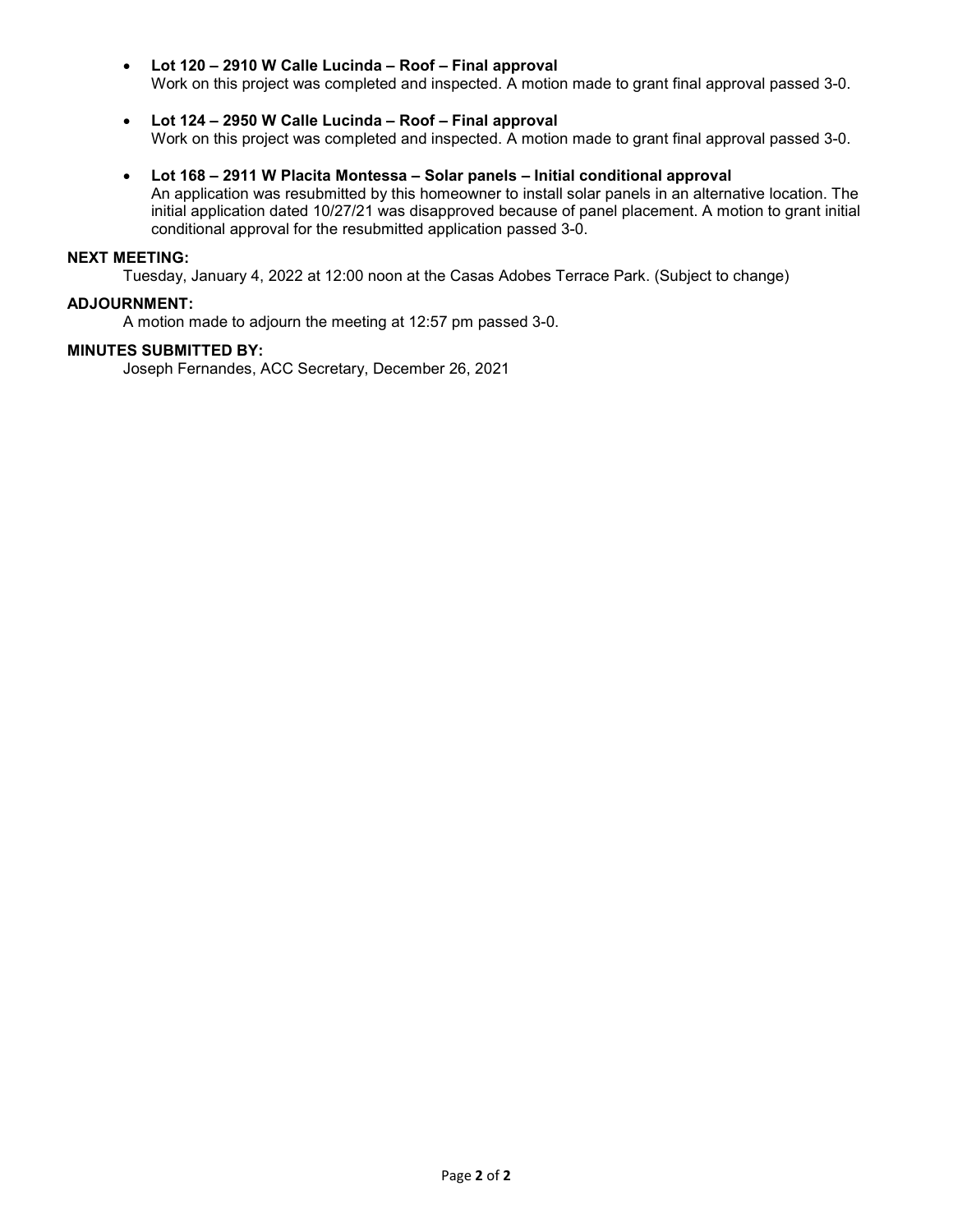- **Lot 120 – 2910 W Calle Lucinda – Roof – Final approval**
  Work on this project was completed and inspected. A motion made to grant final approval passed 3-0.

- **Lot 124 – 2950 W Calle Lucinda – Roof – Final approval**
  Work on this project was completed and inspected. A motion made to grant final approval passed 3-0.

- **Lot 168 – 2911 W Placita Montessa – Solar panels – Initial conditional approval**
  An application was resubmitted by this homeowner to install solar panels in an alternative location. The initial application dated 10/27/21 was disapproved because of panel placement. A motion to grant initial conditional approval for the resubmitted application passed 3-0.

**NEXT MEETING:**

Tuesday, January 4, 2022 at 12:00 noon at the Casas Adobes Terrace Park. (Subject to change)

**ADJOURNMENT:**

A motion made to adjourn the meeting at 12:57 pm passed 3-0.

**MINUTES SUBMITTED BY:**

Joseph Fernandes, ACC Secretary, December 26, 2021